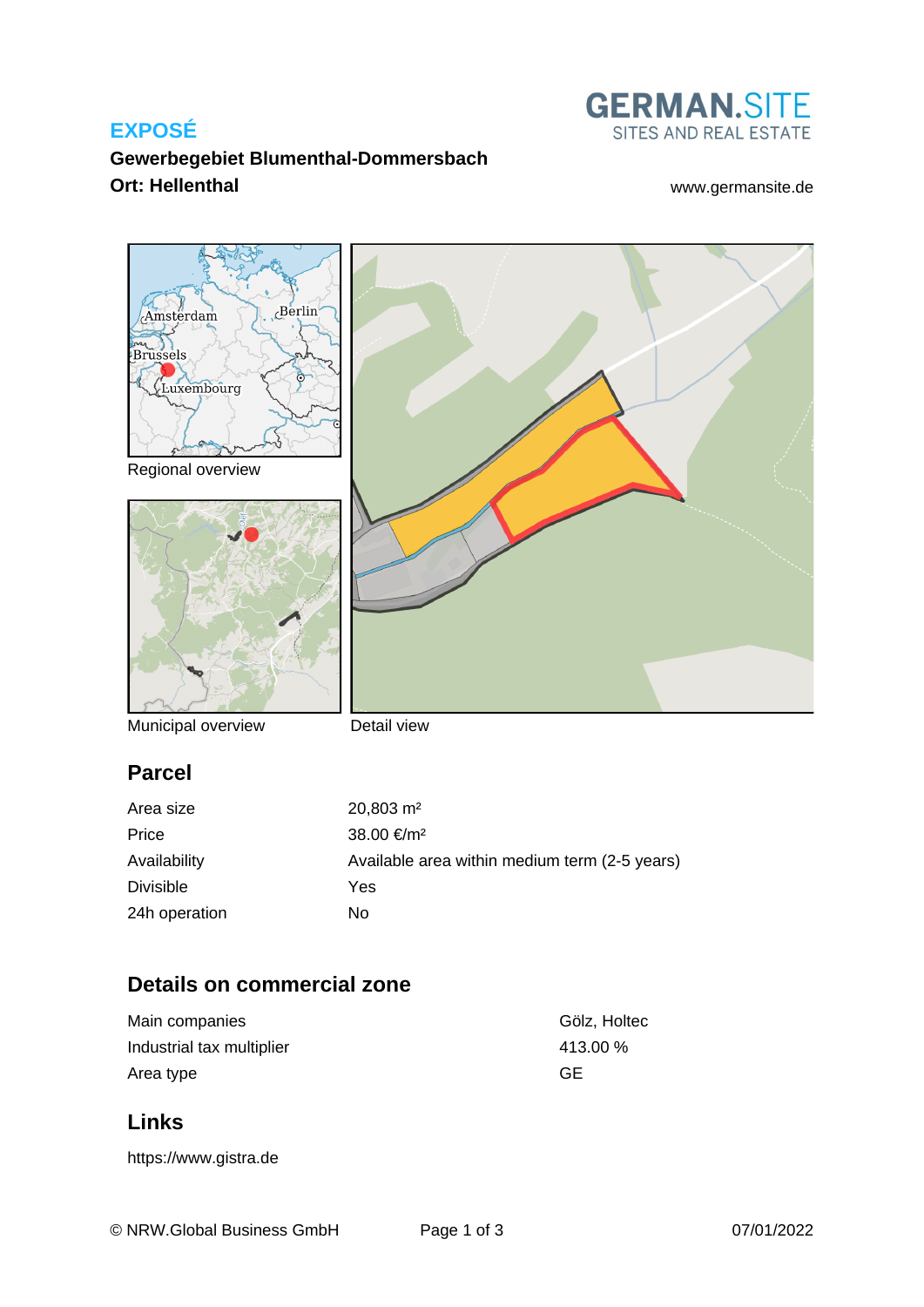# EXPOSÉ

**Gewerbegebiet Blumenthal-Dommersbach**
**Ort: Hellenthal**

GERMAN.SITE
SITES AND REAL ESTATE

www.germansite.de

Regional overview

Municipal overview

Detail view

## Parcel

| | |
|---|---|
| Area size | 20,803 m² |
| Price | 38.00 €/m² |
| Availability | Available area within medium term (2-5 years) |
| Divisible | Yes |
| 24h operation | No |

## Details on commercial zone

| | |
|---|---|
| Main companies | Gölz, Holtec |
| Industrial tax multiplier | 413.00 % |
| Area type | GE |

## Links

https://www.gistra.de

© NRW.Global Business GmbH

07/01/2022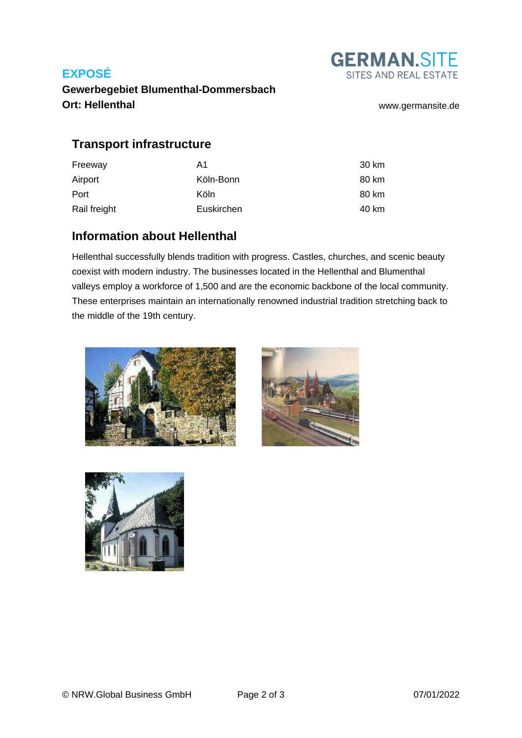# EXPOSÉ

**Gewerbegebiet Blumenthal-Dommersbach**
**Ort: Hellenthal**

## Transport infrastructure

| | | |
|---|---|---|
| Freeway | A1 | 30 km |
| Airport | Köln-Bonn | 80 km |
| Port | Köln | 80 km |
| Rail freight | Euskirchen | 40 km |

## Information about Hellenthal

Hellenthal successfully blends tradition with progress. Castles, churches, and scenic beauty coexist with modern industry. The businesses located in the Hellenthal and Blumenthal valleys employ a workforce of 1,500 and are the economic backbone of the local community. These enterprises maintain an internationally renowned industrial tradition stretching back to the middle of the 19th century.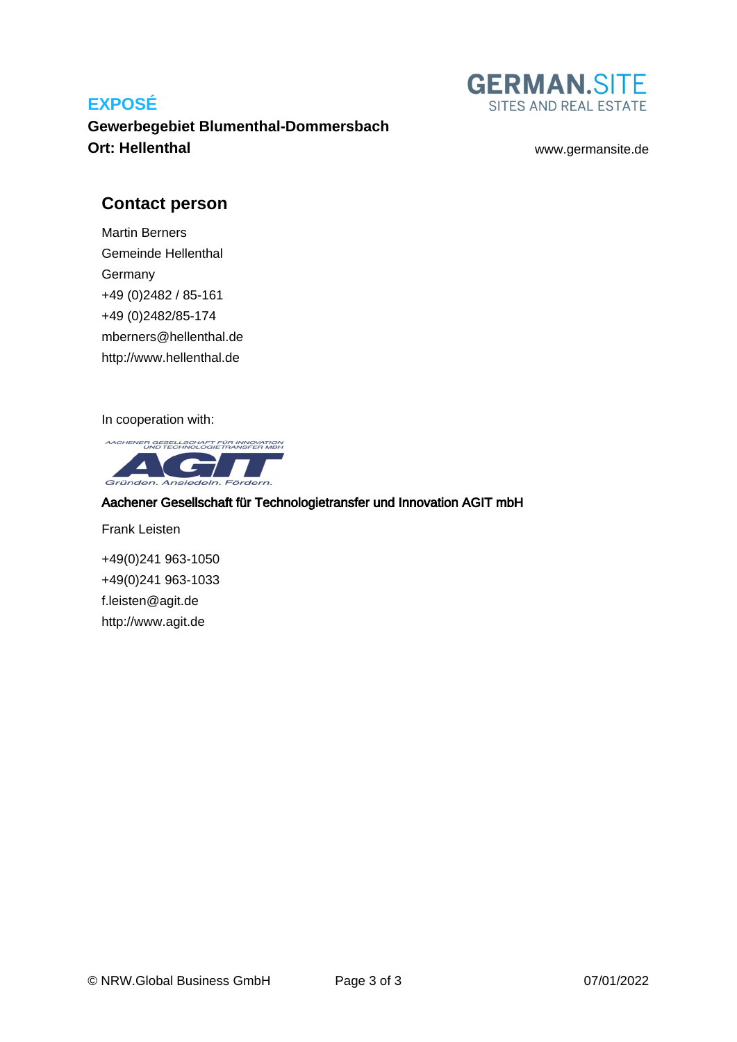## Contact person

Martin Berners
Gemeinde Hellenthal
Germany
+49 (0)2482 / 85-161
+49 (0)2482/85-174
mberners@hellenthal.de
http://www.hellenthal.de

In cooperation with:

**Aachener Gesellschaft für Technologietransfer und Innovation AGIT mbH**

Frank Leisten

+49(0)241 963-1050
+49(0)241 963-1033
f.leisten@agit.de
http://www.agit.de